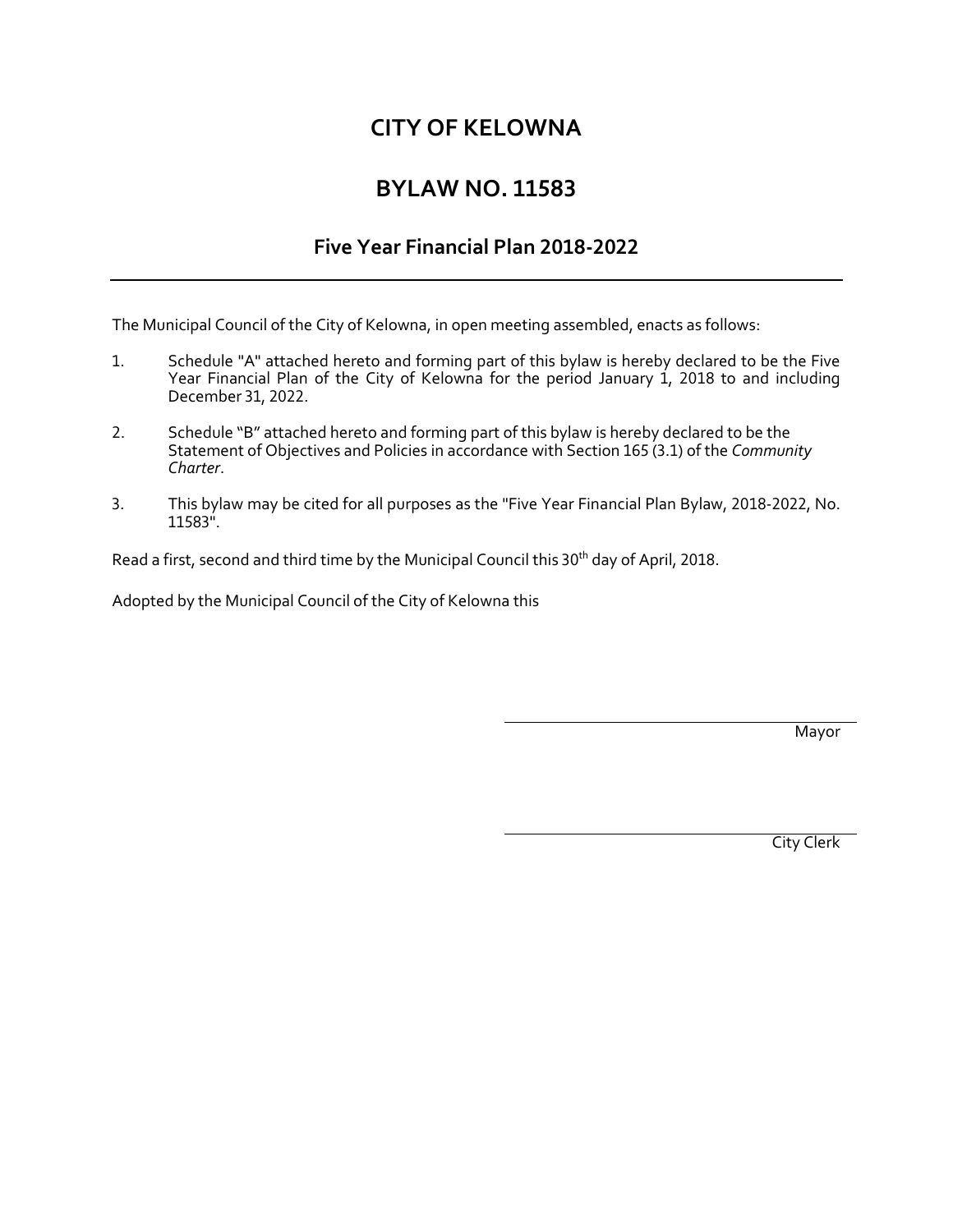# CITY OF KELOWNA

## BYLAW NO. 11583

### Five Year Financial Plan 2018-2022

---

The Municipal Council of the City of Kelowna, in open meeting assembled, enacts as follows:

1. Schedule "A" attached hereto and forming part of this bylaw is hereby declared to be the Five Year Financial Plan of the City of Kelowna for the period January 1, 2018 to and including December 31, 2022.

2. Schedule "B" attached hereto and forming part of this bylaw is hereby declared to be the Statement of Objectives and Policies in accordance with Section 165 (3.1) of the *Community Charter*.

3. This bylaw may be cited for all purposes as the "Five Year Financial Plan Bylaw, 2018-2022, No. 11583".

Read a first, second and third time by the Municipal Council this 30th day of April, 2018.

Adopted by the Municipal Council of the City of Kelowna this

Mayor

City Clerk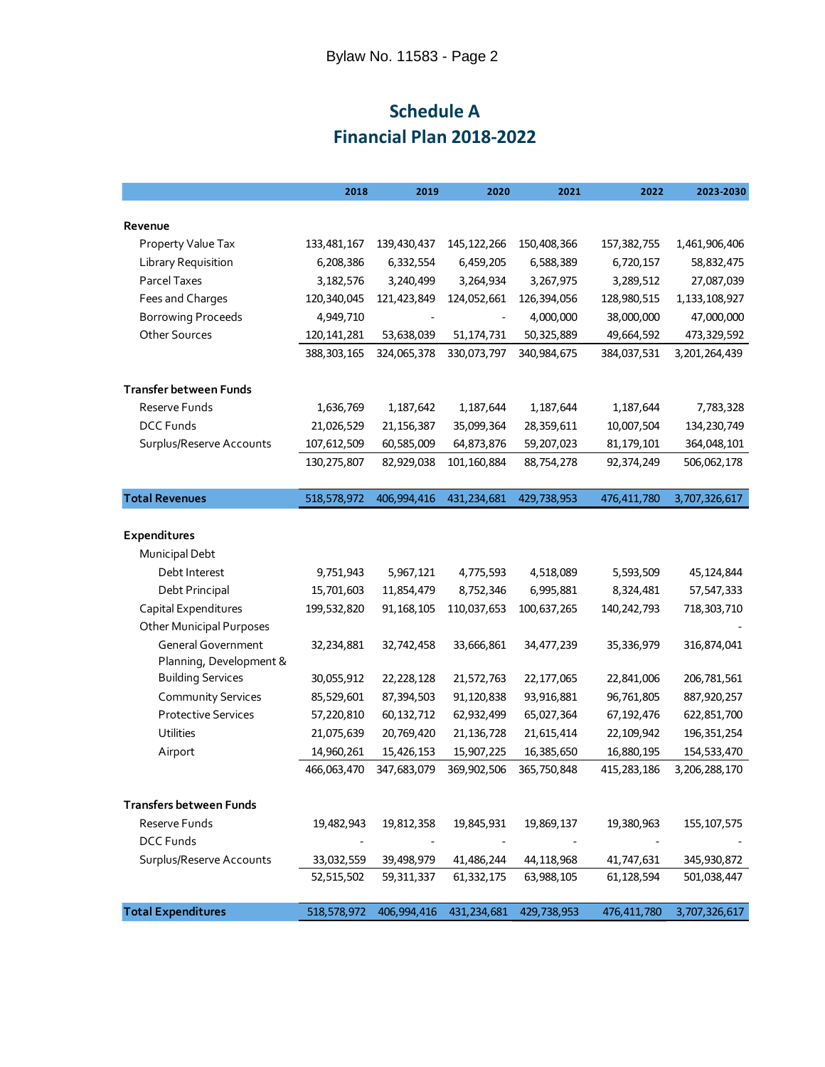Bylaw No. 11583 - Page 2

# Schedule A
## Financial Plan 2018-2022

| | 2018 | 2019 | 2020 | 2021 | 2022 | 2023-2030 |
|---|---|---|---|---|---|---|
| **Revenue** | | | | | | |
| Property Value Tax | 133,481,167 | 139,430,437 | 145,122,266 | 150,408,366 | 157,382,755 | 1,461,906,406 |
| Library Requisition | 6,208,386 | 6,332,554 | 6,459,205 | 6,588,389 | 6,720,157 | 58,832,475 |
| Parcel Taxes | 3,182,576 | 3,240,499 | 3,264,934 | 3,267,975 | 3,289,512 | 27,087,039 |
| Fees and Charges | 120,340,045 | 121,423,849 | 124,052,661 | 126,394,056 | 128,980,515 | 1,133,108,927 |
| Borrowing Proceeds | 4,949,710 | - | - | 4,000,000 | 38,000,000 | 47,000,000 |
| Other Sources | 120,141,281 | 53,638,039 | 51,174,731 | 50,325,889 | 49,664,592 | 473,329,592 |
| | 388,303,165 | 324,065,378 | 330,073,797 | 340,984,675 | 384,037,531 | 3,201,264,439 |
| **Transfer between Funds** | | | | | | |
| Reserve Funds | 1,636,769 | 1,187,642 | 1,187,644 | 1,187,644 | 1,187,644 | 7,783,328 |
| DCC Funds | 21,026,529 | 21,156,387 | 35,099,364 | 28,359,611 | 10,007,504 | 134,230,749 |
| Surplus/Reserve Accounts | 107,612,509 | 60,585,009 | 64,873,876 | 59,207,023 | 81,179,101 | 364,048,101 |
| | 130,275,807 | 82,929,038 | 101,160,884 | 88,754,278 | 92,374,249 | 506,062,178 |
| **Total Revenues** | 518,578,972 | 406,994,416 | 431,234,681 | 429,738,953 | 476,411,780 | 3,707,326,617 |
| **Expenditures** | | | | | | |
| Municipal Debt | | | | | | |
| Debt Interest | 9,751,943 | 5,967,121 | 4,775,593 | 4,518,089 | 5,593,509 | 45,124,844 |
| Debt Principal | 15,701,603 | 11,854,479 | 8,752,346 | 6,995,881 | 8,324,481 | 57,547,333 |
| Capital Expenditures | 199,532,820 | 91,168,105 | 110,037,653 | 100,637,265 | 140,242,793 | 718,303,710 |
| Other Municipal Purposes | | | | | | - |
| General Government | 32,234,881 | 32,742,458 | 33,666,861 | 34,477,239 | 35,336,979 | 316,874,041 |
| Planning, Development & Building Services | 30,055,912 | 22,228,128 | 21,572,763 | 22,177,065 | 22,841,006 | 206,781,561 |
| Community Services | 85,529,601 | 87,394,503 | 91,120,838 | 93,916,881 | 96,761,805 | 887,920,257 |
| Protective Services | 57,220,810 | 60,132,712 | 62,932,499 | 65,027,364 | 67,192,476 | 622,851,700 |
| Utilities | 21,075,639 | 20,769,420 | 21,136,728 | 21,615,414 | 22,109,942 | 196,351,254 |
| Airport | 14,960,261 | 15,426,153 | 15,907,225 | 16,385,650 | 16,880,195 | 154,533,470 |
| | 466,063,470 | 347,683,079 | 369,902,506 | 365,750,848 | 415,283,186 | 3,206,288,170 |
| **Transfers between Funds** | | | | | | |
| Reserve Funds | 19,482,943 | 19,812,358 | 19,845,931 | 19,869,137 | 19,380,963 | 155,107,575 |
| DCC Funds | - | - | - | - | - | - |
| Surplus/Reserve Accounts | 33,032,559 | 39,498,979 | 41,486,244 | 44,118,968 | 41,747,631 | 345,930,872 |
| | 52,515,502 | 59,311,337 | 61,332,175 | 63,988,105 | 61,128,594 | 501,038,447 |
| **Total Expenditures** | 518,578,972 | 406,994,416 | 431,234,681 | 429,738,953 | 476,411,780 | 3,707,326,617 |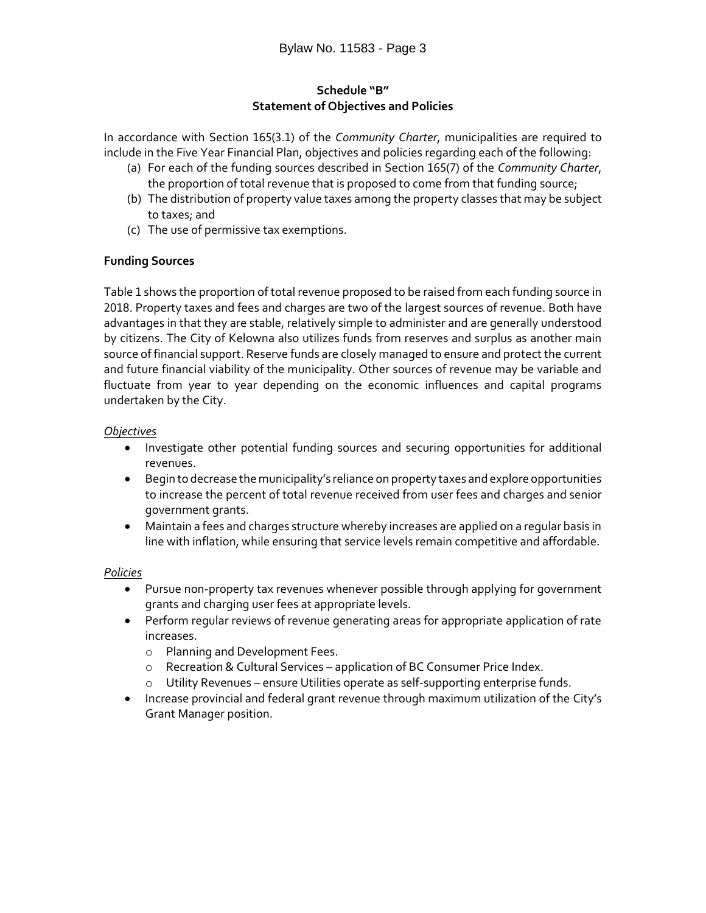## Schedule "B"
## Statement of Objectives and Policies

In accordance with Section 165(3.1) of the *Community Charter*, municipalities are required to include in the Five Year Financial Plan, objectives and policies regarding each of the following:

(a) For each of the funding sources described in Section 165(7) of the *Community Charter*, the proportion of total revenue that is proposed to come from that funding source;
(b) The distribution of property value taxes among the property classes that may be subject to taxes; and
(c) The use of permissive tax exemptions.

### Funding Sources

Table 1 shows the proportion of total revenue proposed to be raised from each funding source in 2018. Property taxes and fees and charges are two of the largest sources of revenue. Both have advantages in that they are stable, relatively simple to administer and are generally understood by citizens. The City of Kelowna also utilizes funds from reserves and surplus as another main source of financial support. Reserve funds are closely managed to ensure and protect the current and future financial viability of the municipality. Other sources of revenue may be variable and fluctuate from year to year depending on the economic influences and capital programs undertaken by the City.

*Objectives*

- Investigate other potential funding sources and securing opportunities for additional revenues.
- Begin to decrease the municipality's reliance on property taxes and explore opportunities to increase the percent of total revenue received from user fees and charges and senior government grants.
- Maintain a fees and charges structure whereby increases are applied on a regular basis in line with inflation, while ensuring that service levels remain competitive and affordable.

*Policies*

- Pursue non-property tax revenues whenever possible through applying for government grants and charging user fees at appropriate levels.
- Perform regular reviews of revenue generating areas for appropriate application of rate increases.
  - Planning and Development Fees.
  - Recreation & Cultural Services – application of BC Consumer Price Index.
  - Utility Revenues – ensure Utilities operate as self-supporting enterprise funds.
- Increase provincial and federal grant revenue through maximum utilization of the City's Grant Manager position.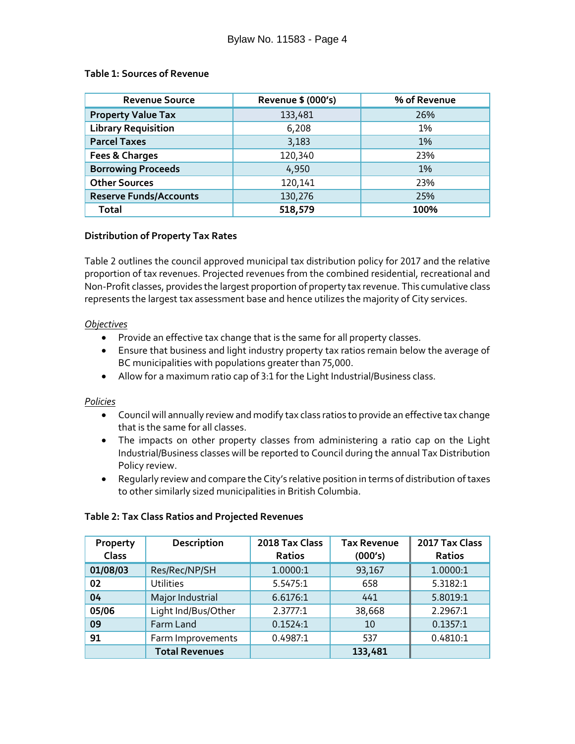**Table 1: Sources of Revenue**

| Revenue Source | Revenue $ (000's) | % of Revenue |
|---|---|---|
| **Property Value Tax** | 133,481 | 26% |
| **Library Requisition** | 6,208 | 1% |
| **Parcel Taxes** | 3,183 | 1% |
| **Fees & Charges** | 120,340 | 23% |
| **Borrowing Proceeds** | 4,950 | 1% |
| **Other Sources** | 120,141 | 23% |
| **Reserve Funds/Accounts** | 130,276 | 25% |
| **Total** | **518,579** | **100%** |

**Distribution of Property Tax Rates**

Table 2 outlines the council approved municipal tax distribution policy for 2017 and the relative proportion of tax revenues. Projected revenues from the combined residential, recreational and Non-Profit classes, provides the largest proportion of property tax revenue. This cumulative class represents the largest tax assessment base and hence utilizes the majority of City services.

*Objectives*

- Provide an effective tax change that is the same for all property classes.
- Ensure that business and light industry property tax ratios remain below the average of BC municipalities with populations greater than 75,000.
- Allow for a maximum ratio cap of 3:1 for the Light Industrial/Business class.

*Policies*

- Council will annually review and modify tax class ratios to provide an effective tax change that is the same for all classes.
- The impacts on other property classes from administering a ratio cap on the Light Industrial/Business classes will be reported to Council during the annual Tax Distribution Policy review.
- Regularly review and compare the City's relative position in terms of distribution of taxes to other similarly sized municipalities in British Columbia.

**Table 2: Tax Class Ratios and Projected Revenues**

| Property Class | Description | 2018 Tax Class Ratios | Tax Revenue (000's) | 2017 Tax Class Ratios |
|---|---|---|---|---|
| **01/08/03** | Res/Rec/NP/SH | 1.0000:1 | 93,167 | 1.0000:1 |
| **02** | Utilities | 5.5475:1 | 658 | 5.3182:1 |
| **04** | Major Industrial | 6.6176:1 | 441 | 5.8019:1 |
| **05/06** | Light Ind/Bus/Other | 2.3777:1 | 38,668 | 2.2967:1 |
| **09** | Farm Land | 0.1524:1 | 10 | 0.1357:1 |
| **91** | Farm Improvements | 0.4987:1 | 537 | 0.4810:1 |
| | **Total Revenues** | | **133,481** | |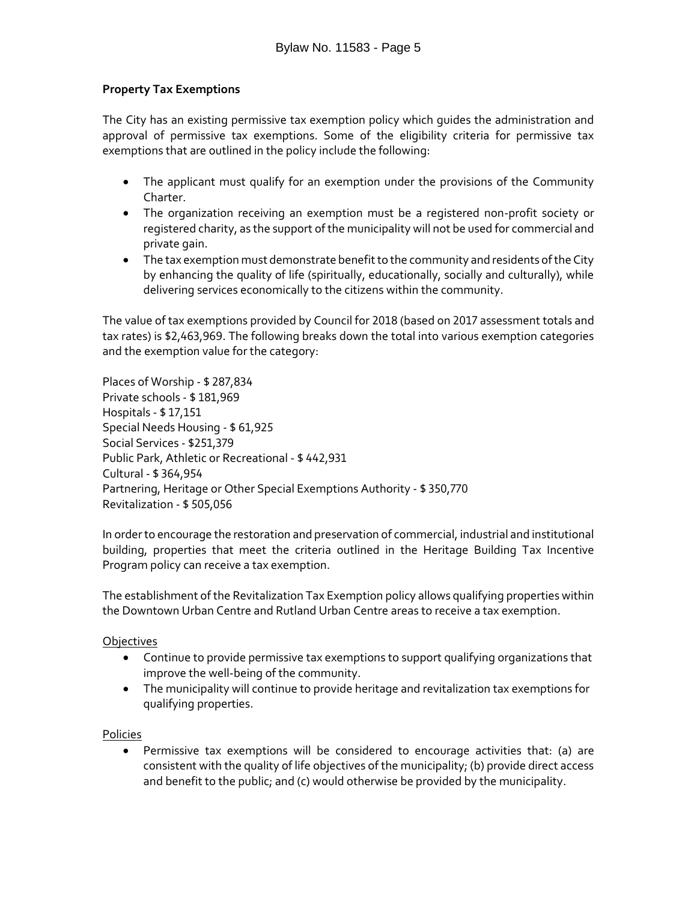**Property Tax Exemptions**

The City has an existing permissive tax exemption policy which guides the administration and approval of permissive tax exemptions. Some of the eligibility criteria for permissive tax exemptions that are outlined in the policy include the following:

- The applicant must qualify for an exemption under the provisions of the Community Charter.
- The organization receiving an exemption must be a registered non-profit society or registered charity, as the support of the municipality will not be used for commercial and private gain.
- The tax exemption must demonstrate benefit to the community and residents of the City by enhancing the quality of life (spiritually, educationally, socially and culturally), while delivering services economically to the citizens within the community.

The value of tax exemptions provided by Council for 2018 (based on 2017 assessment totals and tax rates) is $2,463,969. The following breaks down the total into various exemption categories and the exemption value for the category:

Places of Worship - $ 287,834
Private schools - $ 181,969
Hospitals - $ 17,151
Special Needs Housing - $ 61,925
Social Services - $251,379
Public Park, Athletic or Recreational - $ 442,931
Cultural - $ 364,954
Partnering, Heritage or Other Special Exemptions Authority - $ 350,770
Revitalization - $ 505,056

In order to encourage the restoration and preservation of commercial, industrial and institutional building, properties that meet the criteria outlined in the Heritage Building Tax Incentive Program policy can receive a tax exemption.

The establishment of the Revitalization Tax Exemption policy allows qualifying properties within the Downtown Urban Centre and Rutland Urban Centre areas to receive a tax exemption.

Objectives

- Continue to provide permissive tax exemptions to support qualifying organizations that improve the well-being of the community.
- The municipality will continue to provide heritage and revitalization tax exemptions for qualifying properties.

Policies

- Permissive tax exemptions will be considered to encourage activities that: (a) are consistent with the quality of life objectives of the municipality; (b) provide direct access and benefit to the public; and (c) would otherwise be provided by the municipality.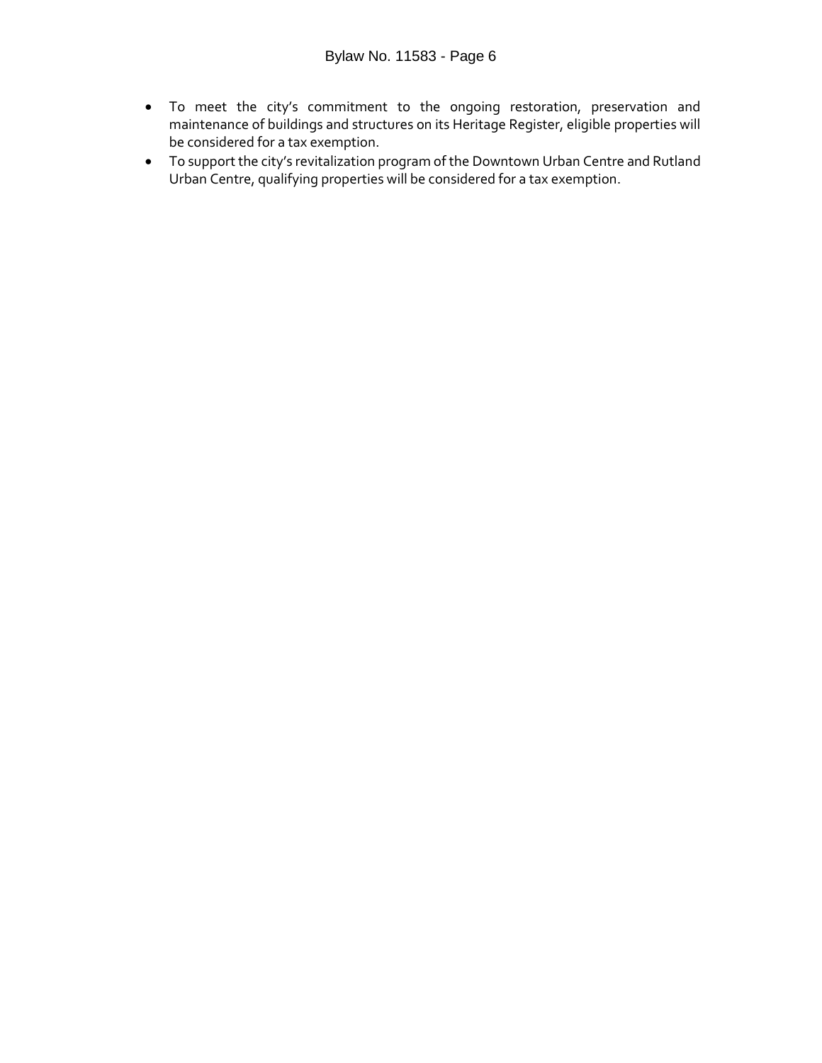- To meet the city's commitment to the ongoing restoration, preservation and maintenance of buildings and structures on its Heritage Register, eligible properties will be considered for a tax exemption.
- To support the city's revitalization program of the Downtown Urban Centre and Rutland Urban Centre, qualifying properties will be considered for a tax exemption.